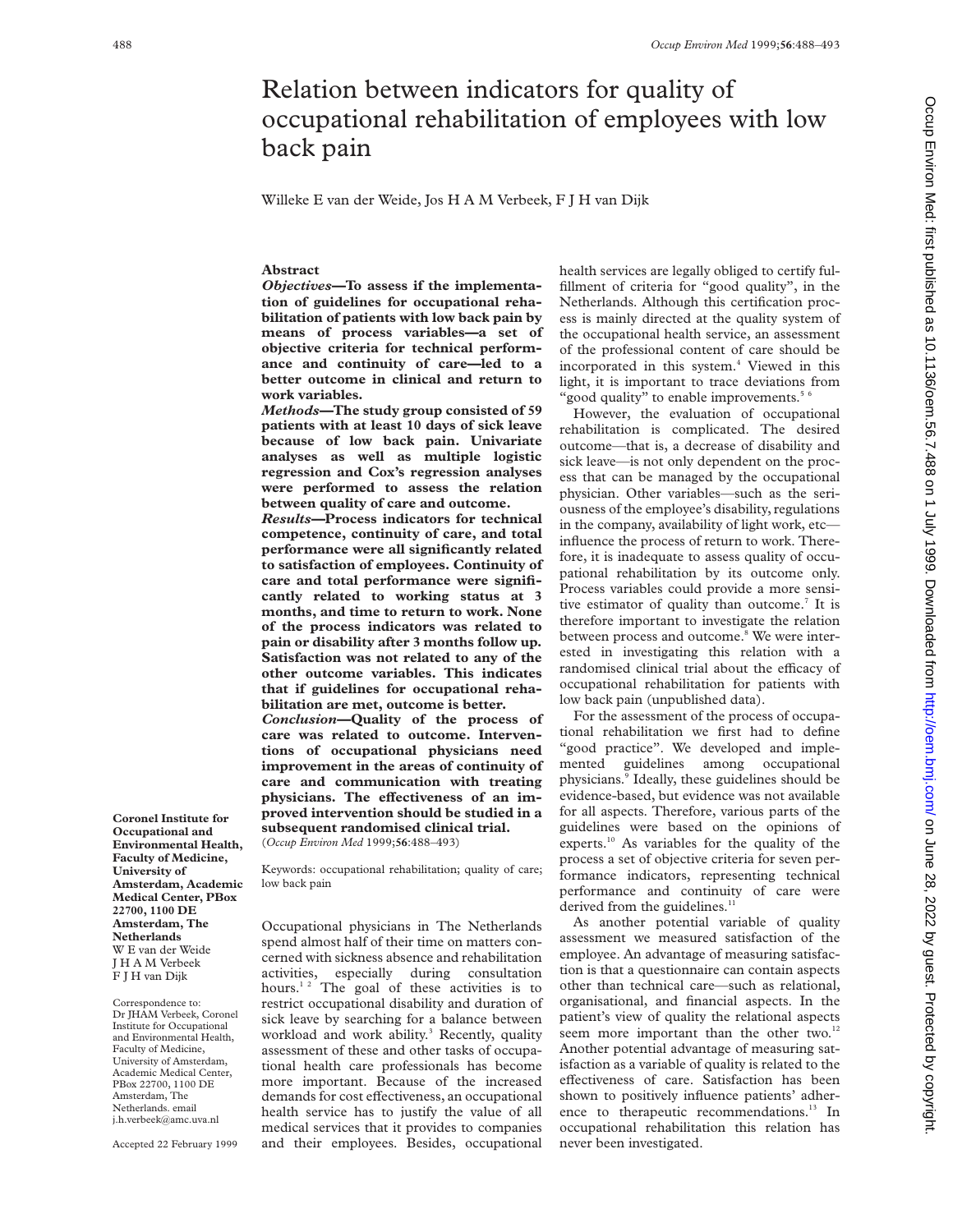# Relation between indicators for quality of occupational rehabilitation of employees with low back pain

Willeke E van der Weide, Jos H A M Verbeek, F J H van Dijk

## Abstract

***Objectives*—To assess if the implementation of guidelines for occupational rehabilitation of patients with low back pain by means of process variables—a set of objective criteria for technical performance and continuity of care—led to a better outcome in clinical and return to work variables.**

***Methods*—The study group consisted of 59 patients with at least 10 days of sick leave because of low back pain. Univariate analyses as well as multiple logistic regression and Cox's regression analyses were performed to assess the relation between quality of care and outcome.**

***Results*—Process indicators for technical competence, continuity of care, and total performance were all significantly related to satisfaction of employees. Continuity of care and total performance were significantly related to working status at 3 months, and time to return to work. None of the process indicators was related to pain or disability after 3 months follow up. Satisfaction was not related to any of the other outcome variables. This indicates that if guidelines for occupational rehabilitation are met, outcome is better.**

***Conclusion*—Quality of the process of care was related to outcome. Interventions of occupational physicians need improvement in the areas of continuity of care and communication with treating physicians. The effectiveness of an improved intervention should be studied in a subsequent randomised clinical trial.**

(*Occup Environ Med* 1999;**56**:488–493)

Keywords: occupational rehabilitation; quality of care; low back pain

**Coronel Institute for Occupational and Environmental Health, Faculty of Medicine, University of Amsterdam, Academic Medical Center, PBox 22700, 1100 DE Amsterdam, The Netherlands**
W E van der Weide
J H A M Verbeek
F J H van Dijk

Correspondence to: Dr JHAM Verbeek, Coronel Institute for Occupational and Environmental Health, Faculty of Medicine, University of Amsterdam, Academic Medical Center, PBox 22700, 1100 DE Amsterdam, The Netherlands. email j.h.verbeek@amc.uva.nl

Accepted 22 February 1999

Occupational physicians in The Netherlands spend almost half of their time on matters concerned with sickness absence and rehabilitation activities, especially during consultation hours.[1 2] The goal of these activities is to restrict occupational disability and duration of sick leave by searching for a balance between workload and work ability.[3] Recently, quality assessment of these and other tasks of occupational health care professionals has become more important. Because of the increased demands for cost effectiveness, an occupational health service has to justify the value of all medical services that it provides to companies and their employees. Besides, occupational health services are legally obliged to certify fulfillment of criteria for "good quality", in the Netherlands. Although this certification process is mainly directed at the quality system of the occupational health service, an assessment of the professional content of care should be incorporated in this system.[4] Viewed in this light, it is important to trace deviations from "good quality" to enable improvements.[5 6]

However, the evaluation of occupational rehabilitation is complicated. The desired outcome—that is, a decrease of disability and sick leave—is not only dependent on the process that can be managed by the occupational physician. Other variables—such as the seriousness of the employee's disability, regulations in the company, availability of light work, etc—influence the process of return to work. Therefore, it is inadequate to assess quality of occupational rehabilitation by its outcome only. Process variables could provide a more sensitive estimator of quality than outcome.[7] It is therefore important to investigate the relation between process and outcome.[8] We were interested in investigating this relation with a randomised clinical trial about the efficacy of occupational rehabilitation for patients with low back pain (unpublished data).

For the assessment of the process of occupational rehabilitation we first had to define "good practice". We developed and implemented guidelines among occupational physicians.[9] Ideally, these guidelines should be evidence-based, but evidence was not available for all aspects. Therefore, various parts of the guidelines were based on the opinions of experts.[10] As variables for the quality of the process a set of objective criteria for seven performance indicators, representing technical performance and continuity of care were derived from the guidelines.[11]

As another potential variable of quality assessment we measured satisfaction of the employee. An advantage of measuring satisfaction is that a questionnaire can contain aspects other than technical care—such as relational, organisational, and financial aspects. In the patient's view of quality the relational aspects seem more important than the other two.[12] Another potential advantage of measuring satisfaction as a variable of quality is related to the effectiveness of care. Satisfaction has been shown to positively influence patients' adherence to therapeutic recommendations.[13] In occupational rehabilitation this relation has never been investigated.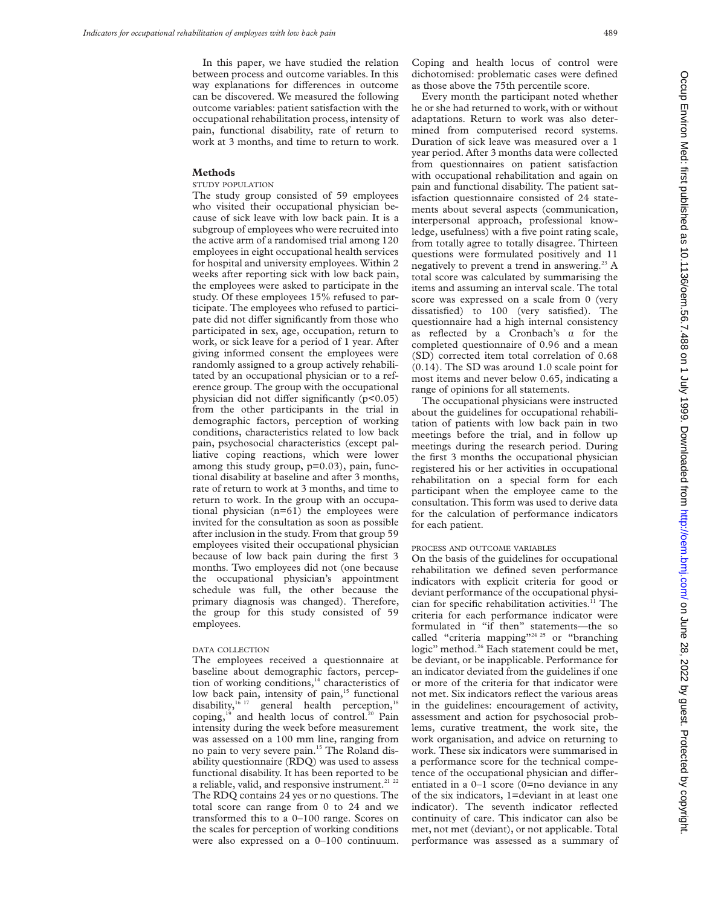In this paper, we have studied the relation between process and outcome variables. In this way explanations for differences in outcome can be discovered. We measured the following outcome variables: patient satisfaction with the occupational rehabilitation process, intensity of pain, functional disability, rate of return to work at 3 months, and time to return to work.

## Methods

### STUDY POPULATION

The study group consisted of 59 employees who visited their occupational physician because of sick leave with low back pain. It is a subgroup of employees who were recruited into the active arm of a randomised trial among 120 employees in eight occupational health services for hospital and university employees. Within 2 weeks after reporting sick with low back pain, the employees were asked to participate in the study. Of these employees 15% refused to participate. The employees who refused to participate did not differ significantly from those who participated in sex, age, occupation, return to work, or sick leave for a period of 1 year. After giving informed consent the employees were randomly assigned to a group actively rehabilitated by an occupational physician or to a reference group. The group with the occupational physician did not differ significantly ($p<0.05$) from the other participants in the trial in demographic factors, perception of working conditions, characteristics related to low back pain, psychosocial characteristics (except palliative coping reactions, which were lower among this study group, $p=0.03$), pain, functional disability at baseline and after 3 months, rate of return to work at 3 months, and time to return to work. In the group with an occupational physician (n=61) the employees were invited for the consultation as soon as possible after inclusion in the study. From that group 59 employees visited their occupational physician because of low back pain during the first 3 months. Two employees did not (one because the occupational physician's appointment schedule was full, the other because the primary diagnosis was changed). Therefore, the group for this study consisted of 59 employees.

### DATA COLLECTION

The employees received a questionnaire at baseline about demographic factors, perception of working conditions,[14] characteristics of low back pain, intensity of pain,[15] functional disability,[16,17] general health perception,[18] coping,[19] and health locus of control.[20] Pain intensity during the week before measurement was assessed on a 100 mm line, ranging from no pain to very severe pain.[15] The Roland disability questionnaire (RDQ) was used to assess functional disability. It has been reported to be a reliable, valid, and responsive instrument.[21,22] The RDQ contains 24 yes or no questions. The total score can range from 0 to 24 and we transformed this to a 0–100 range. Scores on the scales for perception of working conditions were also expressed on a 0–100 continuum. Coping and health locus of control were dichotomised: problematic cases were defined as those above the 75th percentile score.

Every month the participant noted whether he or she had returned to work, with or without adaptations. Return to work was also determined from computerised record systems. Duration of sick leave was measured over a 1 year period. After 3 months data were collected from questionnaires on patient satisfaction with occupational rehabilitation and again on pain and functional disability. The patient satisfaction questionnaire consisted of 24 statements about several aspects (communication, interpersonal approach, professional knowledge, usefulness) with a five point rating scale, from totally agree to totally disagree. Thirteen questions were formulated positively and 11 negatively to prevent a trend in answering.[23] A total score was calculated by summarising the items and assuming an interval scale. The total score was expressed on a scale from 0 (very dissatisfied) to 100 (very satisfied). The questionnaire had a high internal consistency as reflected by a Cronbach's $\alpha$ for the completed questionnaire of 0.96 and a mean (SD) corrected item total correlation of 0.68 (0.14). The SD was around 1.0 scale point for most items and never below 0.65, indicating a range of opinions for all statements.

The occupational physicians were instructed about the guidelines for occupational rehabilitation of patients with low back pain in two meetings before the trial, and in follow up meetings during the research period. During the first 3 months the occupational physician registered his or her activities in occupational rehabilitation on a special form for each participant when the employee came to the consultation. This form was used to derive data for the calculation of performance indicators for each patient.

### PROCESS AND OUTCOME VARIABLES

On the basis of the guidelines for occupational rehabilitation we defined seven performance indicators with explicit criteria for good or deviant performance of the occupational physician for specific rehabilitation activities.[11] The criteria for each performance indicator were formulated in "if then" statements—the so called "criteria mapping"[24,25] or "branching logic" method.[26] Each statement could be met, be deviant, or be inapplicable. Performance for an indicator deviated from the guidelines if one or more of the criteria for that indicator were not met. Six indicators reflect the various areas in the guidelines: encouragement of activity, assessment and action for psychosocial problems, curative treatment, the work site, the work organisation, and advice on returning to work. These six indicators were summarised in a performance score for the technical competence of the occupational physician and differentiated in a 0–1 score (0=no deviance in any of the six indicators, 1=deviant in at least one indicator). The seventh indicator reflected continuity of care. This indicator can also be met, not met (deviant), or not applicable. Total performance was assessed as a summary of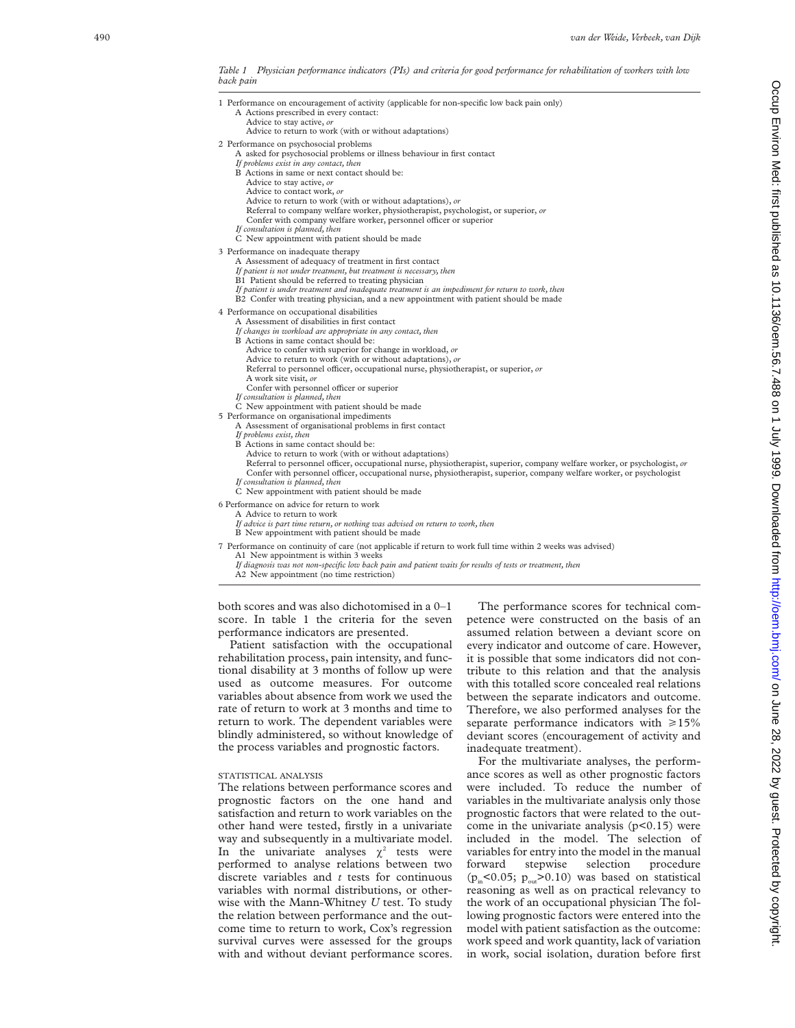*Table 1 Physician performance indicators (PIs) and criteria for good performance for rehabilitation of workers with low back pain*

1 Performance on encouragement of activity (applicable for non-specific low back pain only)
- A Actions prescribed in every contact:
  - Advice to stay active, *or*
  - Advice to return to work (with or without adaptations)

2 Performance on psychosocial problems
- A asked for psychosocial problems or illness behaviour in first contact
- *If problems exist in any contact, then*
- B Actions in same or next contact should be:
  - Advice to stay active, *or*
  - Advice to contact work, *or*
  - Advice to return to work (with or without adaptations), *or*
  - Referral to company welfare worker, physiotherapist, psychologist, or superior, *or*
  - Confer with company welfare worker, personnel officer or superior
- *If consultation is planned, then*
- C New appointment with patient should be made

3 Performance on inadequate therapy
- A Assessment of adequacy of treatment in first contact
- *If patient is not under treatment, but treatment is necessary, then*
- B1 Patient should be referred to treating physician
- *If patient is under treatment and inadequate treatment is an impediment for return to work, then*
- B2 Confer with treating physician, and a new appointment with patient should be made

4 Performance on occupational disabilities
- A Assessment of disabilities in first contact
- *If changes in workload are appropriate in any contact, then*
- B Actions in same contact should be:
  - Advice to confer with superior for change in workload, *or*
  - Advice to return to work (with or without adaptations), *or*
  - Referral to personnel officer, occupational nurse, physiotherapist, or superior, *or*
  - A work site visit, *or*
  - Confer with personnel officer or superior
- *If consultation is planned, then*
- C New appointment with patient should be made

5 Performance on organisational impediments
- A Assessment of organisational problems in first contact
- *If problems exist, then*
- B Actions in same contact should be:
  - Advice to return to work (with or without adaptations)
  - Referral to personnel officer, occupational nurse, physiotherapist, superior, company welfare worker, or psychologist, *or*
  - Confer with personnel officer, occupational nurse, physiotherapist, superior, company welfare worker, or psychologist
- *If consultation is planned, then*
- C New appointment with patient should be made

6 Performance on advice for return to work
- A Advice to return to work
- *If advice is part time return, or nothing was advised on return to work, then*
- B New appointment with patient should be made

7 Performance on continuity of care (not applicable if return to work full time within 2 weeks was advised)
- A1 New appointment is within 3 weeks
- *If diagnosis was not non-specific low back pain and patient waits for results of tests or treatment, then*
- A2 New appointment (no time restriction)

both scores and was also dichotomised in a 0–1 score. In table 1 the criteria for the seven performance indicators are presented.

Patient satisfaction with the occupational rehabilitation process, pain intensity, and functional disability at 3 months of follow up were used as outcome measures. For outcome variables about absence from work we used the rate of return to work at 3 months and time to return to work. The dependent variables were blindly administered, so without knowledge of the process variables and prognostic factors.

STATISTICAL ANALYSIS

The relations between performance scores and prognostic factors on the one hand and satisfaction and return to work variables on the other hand were tested, firstly in a univariate way and subsequently in a multivariate model. In the univariate analyses $\chi^2$ tests were performed to analyse relations between two discrete variables and *t* tests for continuous variables with normal distributions, or otherwise with the Mann-Whitney *U* test. To study the relation between performance and the outcome time to return to work, Cox's regression survival curves were assessed for the groups with and without deviant performance scores.

The performance scores for technical competence were constructed on the basis of an assumed relation between a deviant score on every indicator and outcome of care. However, it is possible that some indicators did not contribute to this relation and that the analysis with this totalled score concealed real relations between the separate indicators and outcome. Therefore, we also performed analyses for the separate performance indicators with ⩾15% deviant scores (encouragement of activity and inadequate treatment).

For the multivariate analyses, the performance scores as well as other prognostic factors were included. To reduce the number of variables in the multivariate analysis only those prognostic factors that were related to the outcome in the univariate analysis ($p<0.15$) were included in the model. The selection of variables for entry into the model in the manual forward stepwise selection procedure ($p_{in}<0.05$; $p_{out}>0.10$) was based on statistical reasoning as well as on practical relevancy to the work of an occupational physician The following prognostic factors were entered into the model with patient satisfaction as the outcome: work speed and work quantity, lack of variation in work, social isolation, duration before first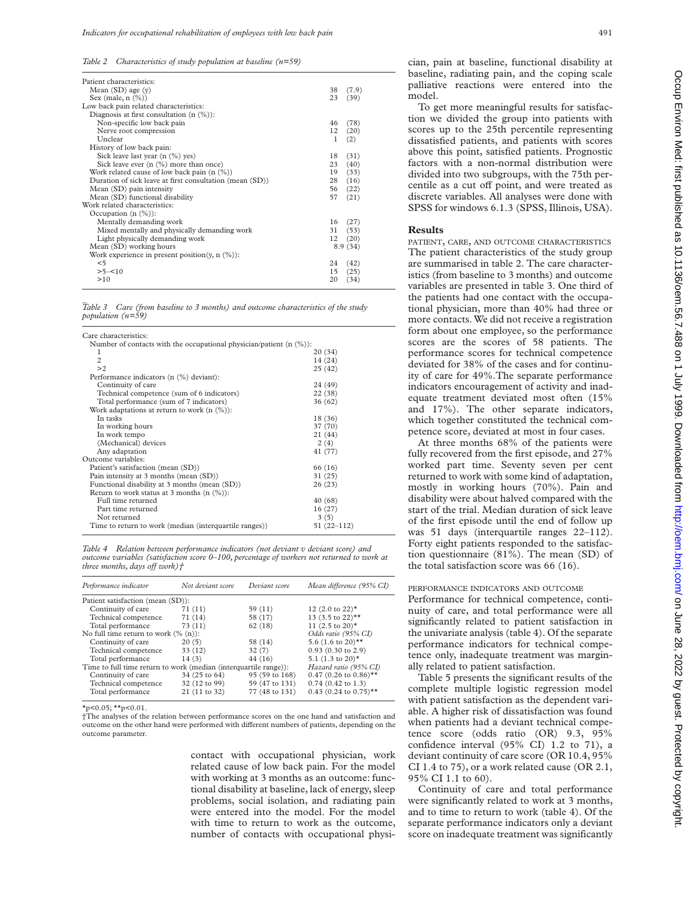*Table 2 Characteristics of study population at baseline (n=59)*

| | |
|---|---|
| Patient characteristics: | |
| Mean (SD) age (y) | 38 (7.9) |
| Sex (male, n (%)) | 23 (39) |
| Low back pain related characteristics: | |
| Diagnosis at first consultation (n (%)): | |
| Non-specific low back pain | 46 (78) |
| Nerve root compression | 12 (20) |
| Unclear | 1 (2) |
| History of low back pain: | |
| Sick leave last year (n (%) yes) | 18 (31) |
| Sick leave ever (n (%) more than once) | 23 (40) |
| Work related cause of low back pain (n (%)) | 19 (33) |
| Duration of sick leave at first consultation (mean (SD)) | 28 (16) |
| Mean (SD) pain intensity | 56 (22) |
| Mean (SD) functional disability | 57 (21) |
| Work related characteristics: | |
| Occupation (n (%)): | |
| Mentally demanding work | 16 (27) |
| Mixed mentally and physically demanding work | 31 (53) |
| Light physically demanding work | 12 (20) |
| Mean (SD) working hours | 8.9 (34) |
| Work experience in present position(y, n (%)): | |
| <5 | 24 (42) |
| >5–<10 | 15 (25) |
| >10 | 20 (34) |

*Table 3 Care (from baseline to 3 months) and outcome characteristics of the study population (n=59)*

| | |
|---|---|
| Care characteristics: | |
| Number of contacts with the occupational physician/patient (n (%)): | |
| 1 | 20 (34) |
| 2 | 14 (24) |
| >2 | 25 (42) |
| Performance indicators (n (%) deviant): | |
| Continuity of care | 24 (49) |
| Technical competence (sum of 6 indicators) | 22 (38) |
| Total performance (sum of 7 indicators) | 36 (62) |
| Work adaptations at return to work (n (%)): | |
| In tasks | 18 (36) |
| In working hours | 37 (70) |
| In work tempo | 21 (44) |
| (Mechanical) devices | 2 (4) |
| Any adaptation | 41 (77) |
| Outcome variables: | |
| Patient's satisfaction (mean (SD)) | 66 (16) |
| Pain intensity at 3 months (mean (SD)) | 31 (25) |
| Functional disability at 3 months (mean (SD)) | 26 (23) |
| Return to work status at 3 months (n (%)): | |
| Full time returned | 40 (68) |
| Part time returned | 16 (27) |
| Not returned | 3 (5) |
| Time to return to work (median (interquartile ranges)) | 51 (22–112) |

*Table 4 Relation between performance indicators (not deviant v deviant score) and outcome variables (satisfaction score 0–100, percentage of workers not returned to work at three months, days off work)†*

| Performance indicator | Not deviant score | Deviant score | Mean difference (95% CI) |
|---|---|---|---|
| Patient satisfaction (mean (SD)): | | | |
| Continuity of care | 71 (11) | 59 (11) | 12 (2.0 to 22)* |
| Technical competence | 71 (14) | 58 (17) | 13 (3.5 to 22)** |
| Total performance | 73 (11) | 62 (18) | 11 (2.5 to 20)* |
| No full time return to work (% (n)): | | | *Odds ratio (95% CI)* |
| Continuity of care | 20 (5) | 58 (14) | 5.6 (1.6 to 20)** |
| Technical competence | 33 (12) | 32 (7) | 0.93 (0.30 to 2.9) |
| Total performance | 14 (3) | 44 (16) | 5.1 (1.3 to 20)* |
| Time to full time return to work (median (interquartile range)): | | | *Hazard ratio (95% CI)* |
| Continuity of care | 34 (25 to 64) | 95 (59 to 168) | 0.47 (0.26 to 0.86)** |
| Technical competence | 32 (12 to 99) | 59 (47 to 131) | 0.74 (0.42 to 1.3) |
| Total performance | 21 (11 to 32) | 77 (48 to 131) | 0.43 (0.24 to 0.75)** |

*p<0.05; **p<0.01.

†The analyses of the relation between performance scores on the one hand and satisfaction and outcome on the other hand were performed with different numbers of patients, depending on the outcome parameter.

contact with occupational physician, work related cause of low back pain. For the model with working at 3 months as an outcome: functional disability at baseline, lack of energy, sleep problems, social isolation, and radiating pain were entered into the model. For the model with time to return to work as the outcome, number of contacts with occupational physician, pain at baseline, functional disability at baseline, radiating pain, and the coping scale palliative reactions were entered into the model.

To get more meaningful results for satisfaction we divided the group into patients with scores up to the 25th percentile representing dissatisfied patients, and patients with scores above this point, satisfied patients. Prognostic factors with a non-normal distribution were divided into two subgroups, with the 75th percentile as a cut off point, and were treated as discrete variables. All analyses were done with SPSS for windows 6.1.3 (SPSS, Illinois, USA).

## Results

### PATIENT, CARE, AND OUTCOME CHARACTERISTICS

The patient characteristics of the study group are summarised in table 2. The care characteristics (from baseline to 3 months) and outcome variables are presented in table 3. One third of the patients had one contact with the occupational physician, more than 40% had three or more contacts. We did not receive a registration form about one employee, so the performance scores are the scores of 58 patients. The performance scores for technical competence deviated for 38% of the cases and for continuity of care for 49%. The separate performance indicators encouragement of activity and inadequate treatment deviated most often (15% and 17%). The other separate indicators, which together constituted the technical competence score, deviated at most in four cases.

At three months 68% of the patients were fully recovered from the first episode, and 27% worked part time. Seventy seven per cent returned to work with some kind of adaptation, mostly in working hours (70%). Pain and disability were about halved compared with the start of the trial. Median duration of sick leave of the first episode until the end of follow up was 51 days (interquartile ranges 22–112). Forty eight patients responded to the satisfaction questionnaire (81%). The mean (SD) of the total satisfaction score was 66 (16).

### PERFORMANCE INDICATORS AND OUTCOME

Performance for technical competence, continuity of care, and total performance were all significantly related to patient satisfaction in the univariate analysis (table 4). Of the separate performance indicators for technical competence only, inadequate treatment was marginally related to patient satisfaction.

Table 5 presents the significant results of the complete multiple logistic regression model with patient satisfaction as the dependent variable. A higher risk of dissatisfaction was found when patients had a deviant technical competence score (odds ratio (OR) 9.3, 95% confidence interval (95% CI) 1.2 to 71), a deviant continuity of care score (OR 10.4, 95% CI 1.4 to 75), or a work related cause (OR 2.1, 95% CI 1.1 to 60).

Continuity of care and total performance were significantly related to work at 3 months, and to time to return to work (table 4). Of the separate performance indicators only a deviant score on inadequate treatment was significantly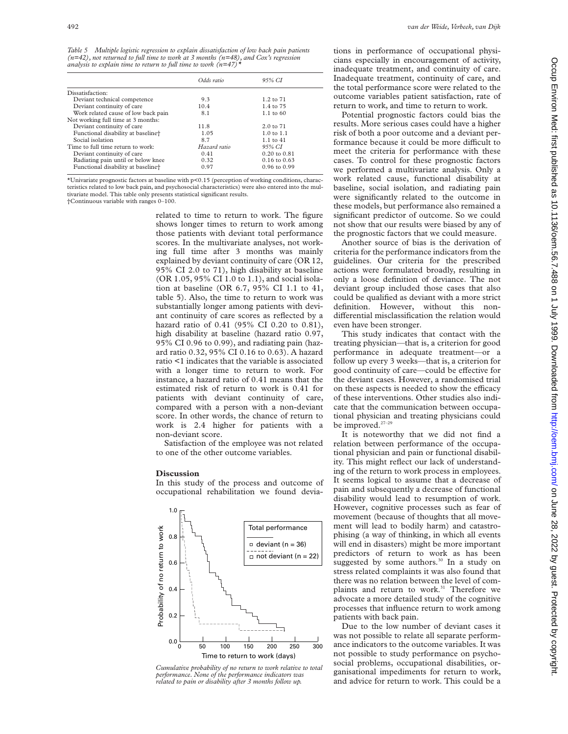*Table 5 Multiple logistic regression to explain dissatisfaction of low back pain patients (n=42), not returned to full time to work at 3 months (n=48), and Cox's regression analysis to explain time to return to full time to work (n=47)\**

| | *Odds ratio* | *95% CI* |
|---|---|---|
| Dissatisfaction: | | |
| Deviant technical competence | 9.3 | 1.2 to 71 |
| Deviant continuity of care | 10.4 | 1.4 to 75 |
| Work related cause of low back pain | 8.1 | 1.1 to 60 |
| Not working full time at 3 months: | | |
| Deviant continuity of care | 11.8 | 2.0 to 71 |
| Functional disability at baseline† | 1.05 | 1.0 to 1.1 |
| Social isolation | 8.7 | 1.1 to 41 |
| Time to full time return to work: | *Hazard ratio* | *95% CI* |
| Deviant continuity of care | 0.41 | 0.20 to 0.81 |
| Radiating pain until or below knee | 0.32 | 0.16 to 0.63 |
| Functional disability at baseline† | 0.97 | 0.96 to 0.99 |

\*Univariate prognostic factors at baseline with p<0.15 (perception of working conditions, characteristics related to low back pain, and psychosocial characteristics) were also entered into the multivariate model. This table only presents statistical significant results.
†Continuous variable with ranges 0–100.

related to time to return to work. The figure shows longer times to return to work among those patients with deviant total performance scores. In the multivariate analyses, not working full time after 3 months was mainly explained by deviant continuity of care (OR 12, 95% CI 2.0 to 71), high disability at baseline (OR 1.05, 95% CI 1.0 to 1.1), and social isolation at baseline (OR 6.7, 95% CI 1.1 to 41, table 5). Also, the time to return to work was substantially longer among patients with deviant continuity of care scores as reflected by a hazard ratio of 0.41 (95% CI 0.20 to 0.81), high disability at baseline (hazard ratio 0.97, 95% CI 0.96 to 0.99), and radiating pain (hazard ratio 0.32, 95% CI 0.16 to 0.63). A hazard ratio <1 indicates that the variable is associated with a longer time to return to work. For instance, a hazard ratio of 0.41 means that the estimated risk of return to work is 0.41 for patients with deviant continuity of care, compared with a person with a non-deviant score. In other words, the chance of return to work is 2.4 higher for patients with a non-deviant score.

Satisfaction of the employee was not related to one of the other outcome variables.

## Discussion

In this study of the process and outcome of occupational rehabilitation we found deviations in performance of occupational physicians especially in encouragement of activity, inadequate treatment, and continuity of care. Inadequate treatment, continuity of care, and the total performance score were related to the outcome variables patient satisfaction, rate of return to work, and time to return to work.

*Cumulative probability of no return to work relative to total performance. None of the performance indicators was related to pain or disability after 3 months follow up.*

Potential prognostic factors could bias the results. More serious cases could have a higher risk of both a poor outcome and a deviant performance because it could be more difficult to meet the criteria for performance with these cases. To control for these prognostic factors we performed a multivariate analysis. Only a work related cause, functional disability at baseline, social isolation, and radiating pain were significantly related to the outcome in these models, but performance also remained a significant predictor of outcome. So we could not show that our results were biased by any of the prognostic factors that we could measure.

Another source of bias is the derivation of criteria for the performance indicators from the guidelines. Our criteria for the prescribed actions were formulated broadly, resulting in only a loose definition of deviance. The not deviant group included those cases that also could be qualified as deviant with a more strict definition. However, without this non-differential misclassification the relation would even have been stronger.

This study indicates that contact with the treating physician—that is, a criterion for good performance in adequate treatment—or a follow up every 3 weeks—that is, a criterion for good continuity of care—could be effective for the deviant cases. However, a randomised trial on these aspects is needed to show the efficacy of these interventions. Other studies also indicate that the communication between occupational physician and treating physicians could be improved.[27–29]

It is noteworthy that we did not find a relation between performance of the occupational physician and pain or functional disability. This might reflect our lack of understanding of the return to work process in employees. It seems logical to assume that a decrease of pain and subsequently a decrease of functional disability would lead to resumption of work. However, cognitive processes such as fear of movement (because of thoughts that all movement will lead to bodily harm) and catastrophising (a way of thinking, in which all events will end in disasters) might be more important predictors of return to work as has been suggested by some authors.[30] In a study on stress related complaints it was also found that there was no relation between the level of complaints and return to work.[31] Therefore we advocate a more detailed study of the cognitive processes that influence return to work among patients with back pain.

Due to the low number of deviant cases it was not possible to relate all separate performance indicators to the outcome variables. It was not possible to study performance on psychosocial problems, occupational disabilities, organisational impediments for return to work, and advice for return to work. This could be a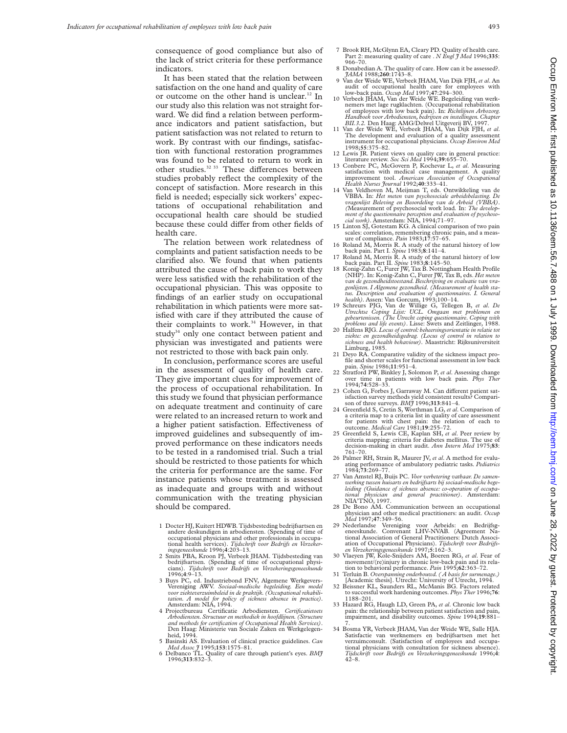consequence of good compliance but also of the lack of strict criteria for these performance indicators.

It has been stated that the relation between satisfaction on the one hand and quality of care or outcome on the other hand is unclear.[12] In our study also this relation was not straight forward. We did find a relation between performance indicators and patient satisfaction, but patient satisfaction was not related to return to work. By contrast with our findings, satisfaction with functional restoration programmes was found to be related to return to work in other studies.[32 33] These differences between studies probably reflect the complexity of the concept of satisfaction. More research in this field is needed; especially sick workers' expectations of occupational rehabilitation and occupational health care should be studied because these could differ from other fields of health care.

The relation between work relatedness of complaints and patient satisfaction needs to be clarified also. We found that when patients attributed the cause of back pain to work they were less satisfied with the rehabilitation of the occupational physician. This was opposite to findings of an earlier study on occupational rehabilitation in which patients were more satisfied with care if they attributed the cause of their complaints to work.[34] However, in that study[34] only one contact between patient and physician was investigated and patients were not restricted to those with back pain only.

In conclusion, performance scores are useful in the assessment of quality of health care. They give important clues for improvement of the process of occupational rehabilitation. In this study we found that physician performance on adequate treatment and continuity of care were related to an increased return to work and a higher patient satisfaction. Effectiveness of improved guidelines and subsequently of improved performance on these indicators needs to be tested in a randomised trial. Such a trial should be restricted to those patients for which the criteria for performance are the same. For instance patients whose treatment is assessed as inadequate and groups with and without communication with the treating physician should be compared.

1 Docter HJ, Kuitert HDWB. Tijdsbesteding bedrijfsartsen en andere deskundigen in arbodiensten. (Spending of time of occupational physicians and other professionals in occupational health services). *Tijdschrift voor Bedrijfs en Verzekeringsgeneeskunde* 1996;**4**:203–13.
2 Smits PBA, Kroon PJ, Verbeek JHAM. Tijdsbesteding van bedrijfsartsen. (Spending of time of occupational physicians). *Tijdschrift voor Bedrijfs en Verzekeringsgeneeskunde* 1996;**4**:9–13.
3 Buys PC, ed. Industriebond FNV, Algemene Werkgevers-Vereniging AWV. *Sociaal-medische begeleiding. Een model voor ziekteverzuimbeleid in de praktijk. (Occupational rehabilitation. A model for policy of sickness absence in practice)*. Amsterdam: NIA, 1994.
4 Projectbureau Certificatie Arbodiensten. *Certificatietoets Arbodiensten. Structuur en methodiek in hoofdlijnen. (Structure and methods for certification of Occupational Health Services)*. Den Haag: Ministerie van Sociale Zaken en Werkgelegenheid, 1994.
5 Basinski AS. Evaluation of clinical practice guidelines. *Can Med Assoc J* 1995;**153**:1575–81.
6 Delbanco TL. Quality of care through patient's eyes. *BMJ* 1996;**313**:832–3.
7 Brook RH, McGlynn EA, Cleary PD. Quality of health care. Part 2: measuring quality of care . *N Engl J Med* 1996;**335**: 966–70.
8 Donabedian A. The quality of care. How can it be assessed?. *JAMA* 1988;**260**:1743–8.
9 Van der Weide WE, Verbeek JHAM, Van Dijk FJH, *et al*. An audit of occupational health care for employees with low-back pain. *Occup Med* 1997;**47**:294–300.
10 Verbeek JHAM, Van der Weide WE. Begeleiding van werknemers met lage rugklachten. (Occupational rehabilitation of employees with low back pain). In: *Richtlijnen Arbozorg. Handboek voor Arbodiensten, bedrijven en instellingen. Chapter BII.3.2.* Den Haag: AMG/Delwel Uitgeverij BV, 1997.
11 Van der Weide WE, Verbeek JHAM, Van Dijk FJH, *et al*. The development and evaluation of a quality assessment instrument for occupational physicians. *Occup Environ Med* 1998;**55**:375–82.
12 Lewis JR. Patient views on quality care in general practice: literature review. *Soc Sci Med* 1994;**39**:655–70.
13 Conbere PC, McGovern P, Kochevar L, *et al*. Measuring satisfaction with medical case management. A quality improvement tool. *American Association of Occupational Health Nurses Journal* 1992;**40**:333–41.
14 Van Veldhoven M, Meijman T, eds. Ontwikkeling van de VBBA. In: *Het meten van psychosociale arbeidsbelasting. De vragenlijst Beleving en Beoordeling van de Arbeid (VBBA). (*Measurement of psychosocial work load. In: *The development of the questionnaire perception and evaluation of psychosocial work)*. Amsterdam: NIA, 1994;71–97.
15 Linton SJ, Gotestam KG. A clinical comparison of two pain scales: correlation, remembering chronic pain, and a measure of compliance. *Pain* 1983;**17**:57–65.
16 Roland M, Morris R. A study of the natural history of low back pain. Part I. *Spine* 1983;**8**:141–4.
17 Roland M, Morris R. A study of the natural history of low back pain. Part II. *Spine* 1983;**8**:145–50.
18 Konig-Zahn C, Furer JW, Tax B. Nottingham Health Profile (NHP). In: Konig-Zahn C, Furer JW, Tax B, eds. *Het meten van de gezondheidstoestand. Beschrijving en evaluatie van vragenlijsten. I Algemene gezondheid. (Measurement of health status. Description and evaluation of questionnaires. I. General health)*. Assen: Van Gorcum, 1993;100–14.
19 Schreurs PJG, Van de Willige G, Tellegen B, *et al*. *De Utrechtse Coping Lijst: UCL. Omgaan met problemen en gebeurtenissen. (The Utrecht coping questionnaire. Coping with problems and life events)*. Lisse: Swets and Zeitlinger, 1988.
20 Halfens RJG. *Locus of control: beheersingsorientatie in relatie tot ziekte: en gezondheidsgedrag. (Locus of control in relation to sickness and health behaviour)*. Maastricht: Rijksuniversiteit Limburg, 1985.
21 Deyo RA. Comparative validity of the sickness impact profile and shorter scales for functional assessment in low back pain. *Spine* 1986;**11**:951–4.
22 Stratford PW, Binkley J, Solomon P, *et al*. Assessing change over time in patients with low back pain. *Phys Ther* 1994;**74**:528–33.
23 Cohen G, Forbes J, Garraway M. Can different patient satisfaction survey methods yield consistent results? Comparison of three surveys. *BMJ* 1996;**313**:841–4.
24 Greenfield S, Cretin S, Worthman LG, *et al*. Comparison of a criteria map to a criteria list in quality of care assessment for patients with chest pain: the relation of each to outcome. *Medical Care* 1981;**19**:255–72.
25 Greenfield S, Lewis CE, Kaplan SH, *et al*. Peer review by criteria mapping: criteria for diabetes mellitus. The use of decision-making in chart audit. *Ann Intern Med* 1975;**83**: 761–70.
26 Palmer RH, Strain R, Maurer JV, *et al*. A method for evaluating performance of ambulatory pediatric tasks. *Pediatrics* 1984;**73**:269–77.
27 Van Amstel RJ, Buijs PC. *Voor verbetering vatbaar. De samenwerking tussen huisarts en bedrijfsarts bij sociaal-medische begeleiding (Guidance of sickness absence: co-operation of occupational physician and general practitioner)*. Amsterdam: NIA'TNO, 1997.
28 De Bono AM. Communication between an occupational physician and other medical practitioners: an audit. *Occup Med* 1997;**47**:349–56.
29 Nederlandse Vereniging voor Arbeids: en Bedrijfsgeneeskunde. Convenant LHV-NVAB. (Agreement National Association of General Practitioners: Dutch Association of Occupational Physicians). *Tijdschrift voor Bedrijfs-en Verzekeringsgeneeskunde* 1997;**5**:162–3.
30 Vlaeyen JW, Kole-Snijders AM, Boeren RG, *et al*. Fear of movement/(re)injury in chronic low-back pain and its relation to behavioral performance. *Pain* 1995;**62**:363–72.
31 Terluin B. *Overspanning onderbouwd. ( A basis for surmenage.)* [Academic thesis]. Utrecht: University of Utrecht, 1994.
32 Beissner KL, Saunders RL, McManis BG. Factors related to successful work hardening outcomes. *Phys Ther* 1996;**76**: 1188–201.
33 Hazard RG, Haugh LD, Green PA, *et al*. Chronic low back pain: the relationship between patient satisfaction and pain, impairment, and disability outcomes. *Spine* 1994;**19**:881–7.
34 Bosma YR, Verbeek JHAM, Van der Weide WE, Salle HJA. Satisfactie van werknemers en bedrijfsartsen met het verzuimconsult. (Satisfaction of employees and occupational physicians with consultation for sickness absence). *Tijdschrift voor Bedrijfs en Verzekeringsgeneeskunde* 1996;**4**: 42–8.